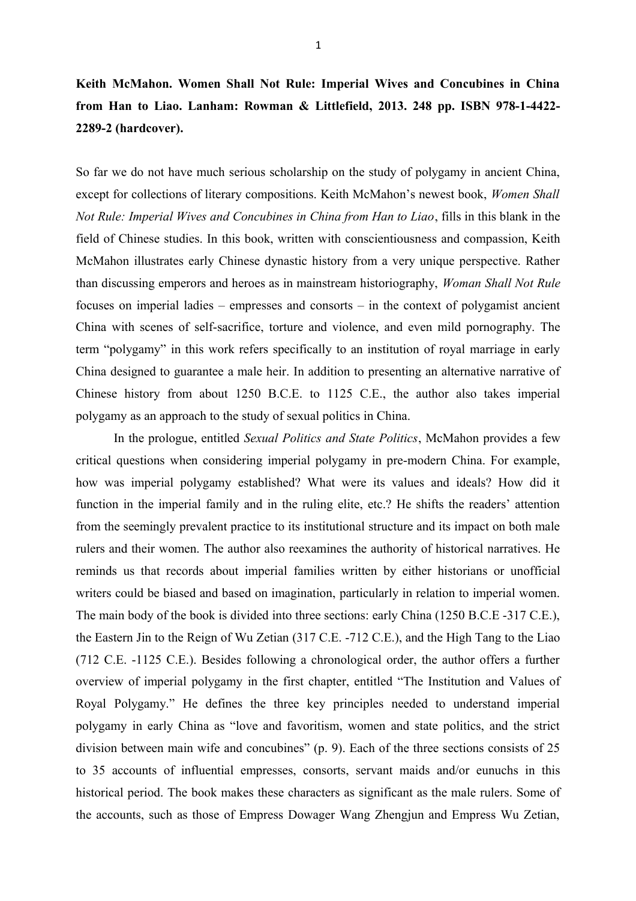**Keith McMahon. Women Shall Not Rule: Imperial Wives and Concubines in China from Han to Liao. Lanham: Rowman & Littlefield, 2013. 248 pp. ISBN 978-1-4422-2289-2 (hardcover).**

So far we do not have much serious scholarship on the study of polygamy in ancient China, except for collections of literary compositions. Keith McMahon's newest book, *Women Shall Not Rule: Imperial Wives and Concubines in China from Han to Liao*, fills in this blank in the field of Chinese studies. In this book, written with conscientiousness and compassion, Keith McMahon illustrates early Chinese dynastic history from a very unique perspective. Rather than discussing emperors and heroes as in mainstream historiography, *Woman Shall Not Rule* focuses on imperial ladies – empresses and consorts – in the context of polygamist ancient China with scenes of self-sacrifice, torture and violence, and even mild pornography. The term "polygamy" in this work refers specifically to an institution of royal marriage in early China designed to guarantee a male heir. In addition to presenting an alternative narrative of Chinese history from about 1250 B.C.E. to 1125 C.E., the author also takes imperial polygamy as an approach to the study of sexual politics in China.

In the prologue, entitled *Sexual Politics and State Politics*, McMahon provides a few critical questions when considering imperial polygamy in pre-modern China. For example, how was imperial polygamy established? What were its values and ideals? How did it function in the imperial family and in the ruling elite, etc.? He shifts the readers' attention from the seemingly prevalent practice to its institutional structure and its impact on both male rulers and their women. The author also reexamines the authority of historical narratives. He reminds us that records about imperial families written by either historians or unofficial writers could be biased and based on imagination, particularly in relation to imperial women. The main body of the book is divided into three sections: early China (1250 B.C.E -317 C.E.), the Eastern Jin to the Reign of Wu Zetian (317 C.E. -712 C.E.), and the High Tang to the Liao (712 C.E. -1125 C.E.). Besides following a chronological order, the author offers a further overview of imperial polygamy in the first chapter, entitled "The Institution and Values of Royal Polygamy." He defines the three key principles needed to understand imperial polygamy in early China as "love and favoritism, women and state politics, and the strict division between main wife and concubines" (p. 9). Each of the three sections consists of 25 to 35 accounts of influential empresses, consorts, servant maids and/or eunuchs in this historical period. The book makes these characters as significant as the male rulers. Some of the accounts, such as those of Empress Dowager Wang Zhengjun and Empress Wu Zetian,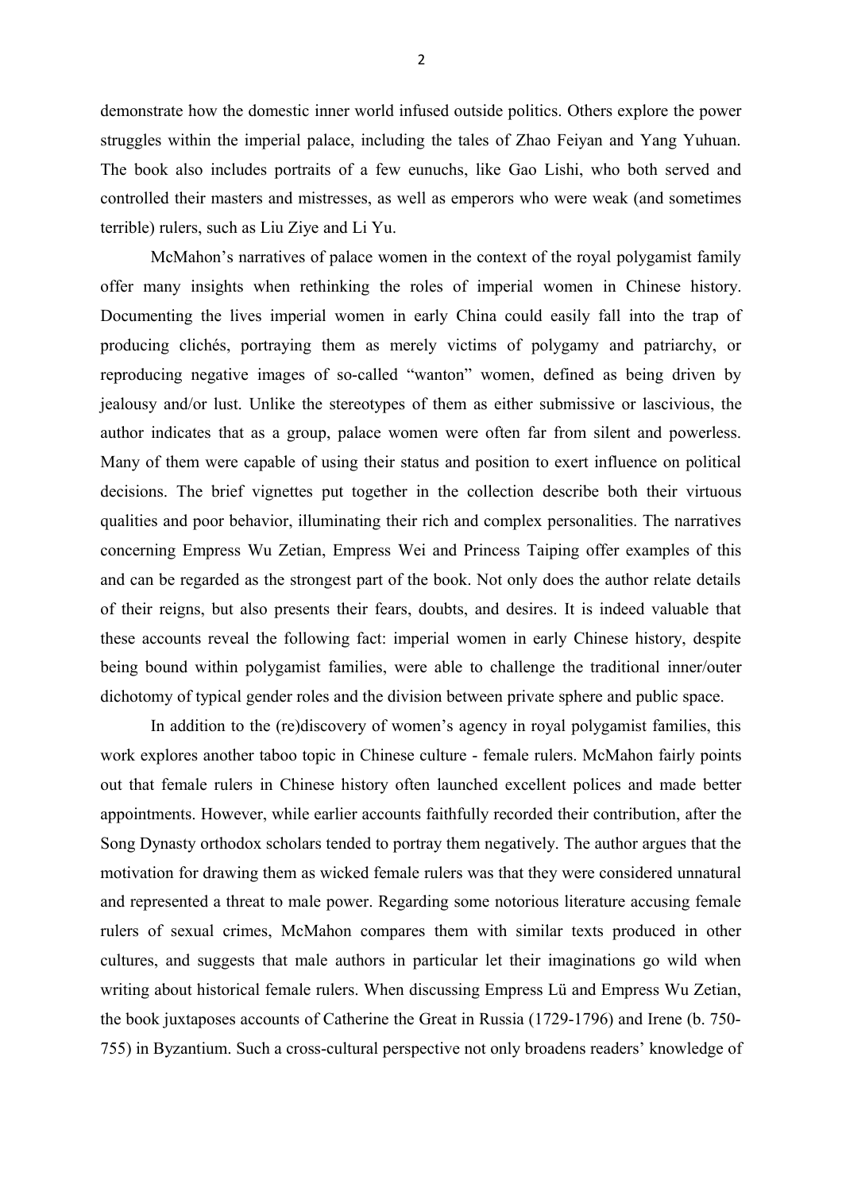demonstrate how the domestic inner world infused outside politics. Others explore the power struggles within the imperial palace, including the tales of Zhao Feiyan and Yang Yuhuan. The book also includes portraits of a few eunuchs, like Gao Lishi, who both served and controlled their masters and mistresses, as well as emperors who were weak (and sometimes terrible) rulers, such as Liu Ziye and Li Yu.

McMahon's narratives of palace women in the context of the royal polygamist family offer many insights when rethinking the roles of imperial women in Chinese history. Documenting the lives imperial women in early China could easily fall into the trap of producing clichés, portraying them as merely victims of polygamy and patriarchy, or reproducing negative images of so-called "wanton" women, defined as being driven by jealousy and/or lust. Unlike the stereotypes of them as either submissive or lascivious, the author indicates that as a group, palace women were often far from silent and powerless. Many of them were capable of using their status and position to exert influence on political decisions. The brief vignettes put together in the collection describe both their virtuous qualities and poor behavior, illuminating their rich and complex personalities. The narratives concerning Empress Wu Zetian, Empress Wei and Princess Taiping offer examples of this and can be regarded as the strongest part of the book. Not only does the author relate details of their reigns, but also presents their fears, doubts, and desires. It is indeed valuable that these accounts reveal the following fact: imperial women in early Chinese history, despite being bound within polygamist families, were able to challenge the traditional inner/outer dichotomy of typical gender roles and the division between private sphere and public space.

In addition to the (re)discovery of women's agency in royal polygamist families, this work explores another taboo topic in Chinese culture - female rulers. McMahon fairly points out that female rulers in Chinese history often launched excellent polices and made better appointments. However, while earlier accounts faithfully recorded their contribution, after the Song Dynasty orthodox scholars tended to portray them negatively. The author argues that the motivation for drawing them as wicked female rulers was that they were considered unnatural and represented a threat to male power. Regarding some notorious literature accusing female rulers of sexual crimes, McMahon compares them with similar texts produced in other cultures, and suggests that male authors in particular let their imaginations go wild when writing about historical female rulers. When discussing Empress Lü and Empress Wu Zetian, the book juxtaposes accounts of Catherine the Great in Russia (1729-1796) and Irene (b. 750-755) in Byzantium. Such a cross-cultural perspective not only broadens readers' knowledge of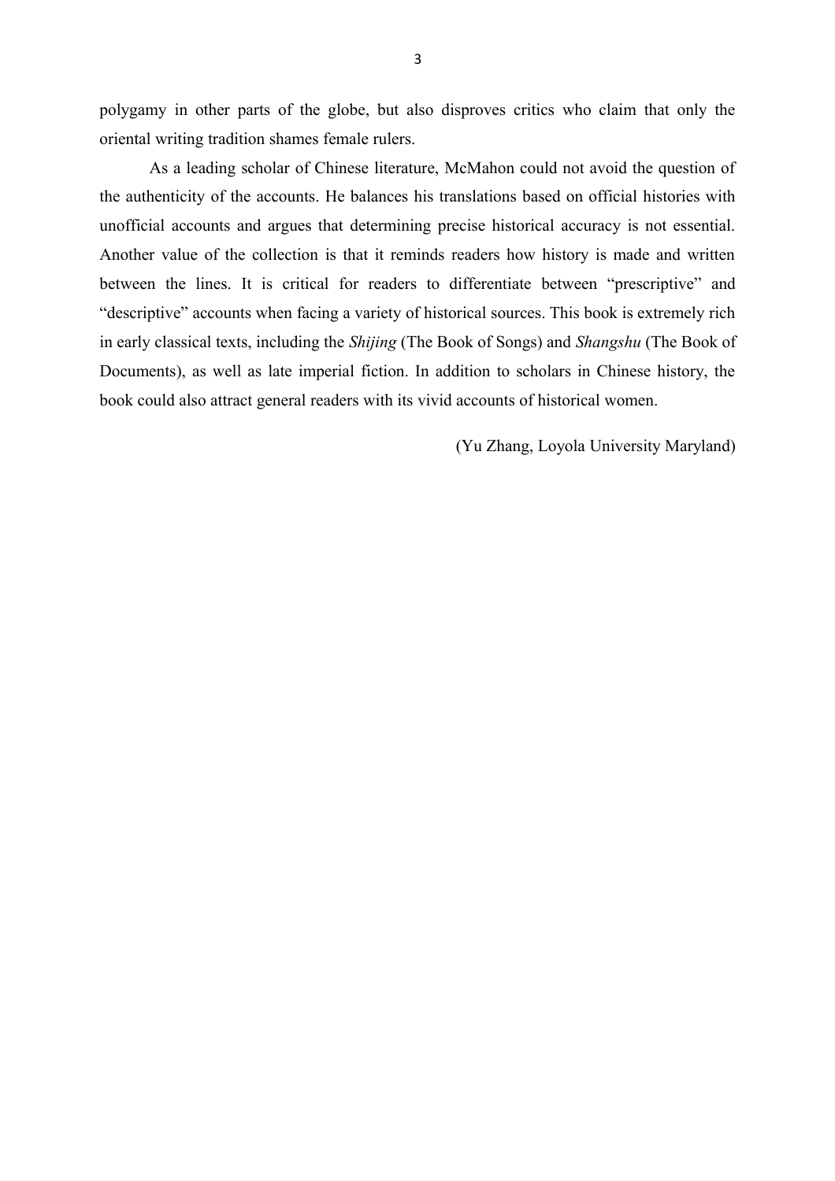polygamy in other parts of the globe, but also disproves critics who claim that only the oriental writing tradition shames female rulers.

As a leading scholar of Chinese literature, McMahon could not avoid the question of the authenticity of the accounts. He balances his translations based on official histories with unofficial accounts and argues that determining precise historical accuracy is not essential. Another value of the collection is that it reminds readers how history is made and written between the lines. It is critical for readers to differentiate between "prescriptive" and "descriptive" accounts when facing a variety of historical sources. This book is extremely rich in early classical texts, including the *Shijing* (The Book of Songs) and *Shangshu* (The Book of Documents), as well as late imperial fiction. In addition to scholars in Chinese history, the book could also attract general readers with its vivid accounts of historical women.

(Yu Zhang, Loyola University Maryland)